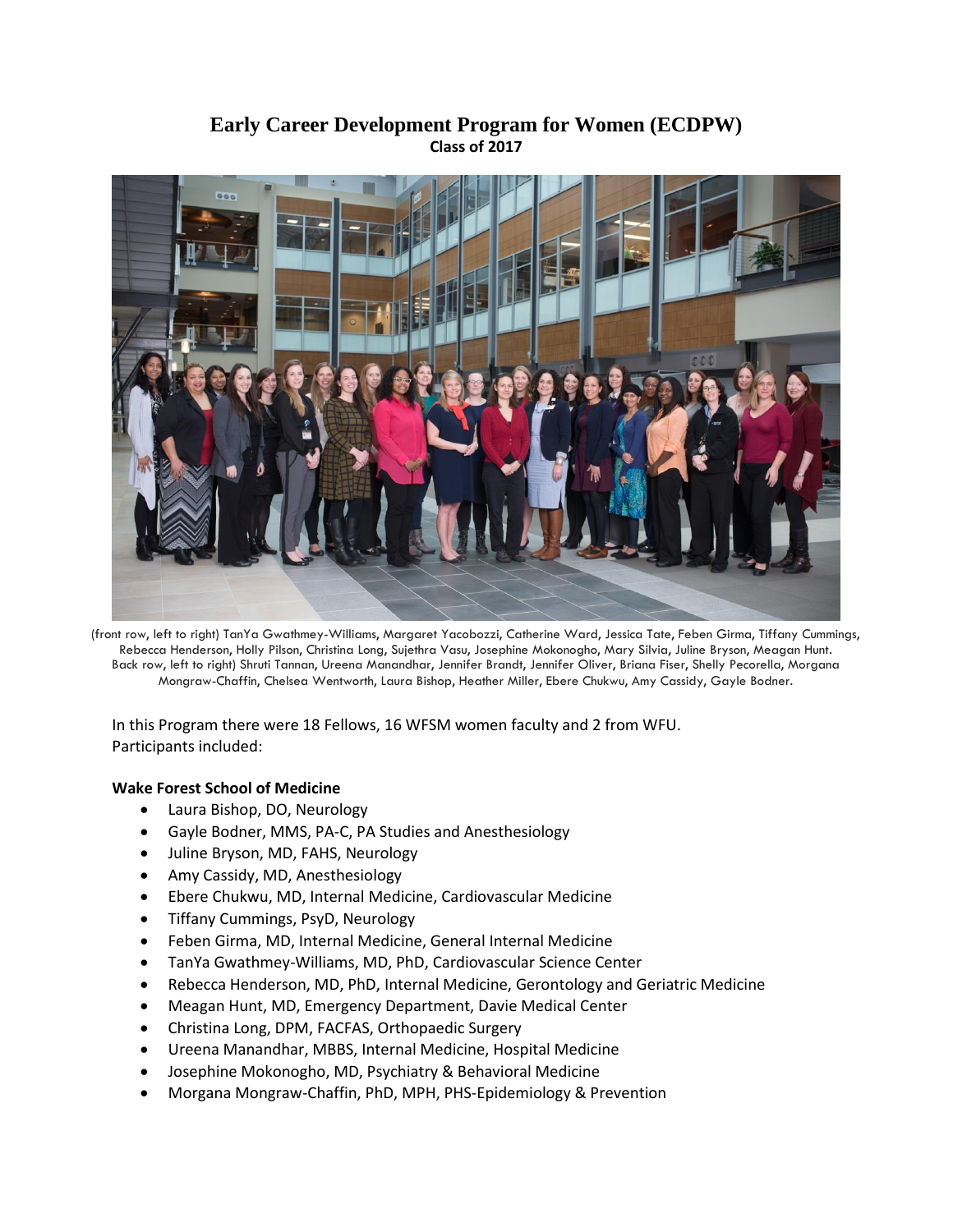# Early Career Development Program for Women (ECDPW)

**Class of 2017**

(front row, left to right) TanYa Gwathmey-Williams, Margaret Yacobozzi, Catherine Ward, Jessica Tate, Feben Girma, Tiffany Cummings, Rebecca Henderson, Holly Pilson, Christina Long, Sujethra Vasu, Josephine Mokonogho, Mary Silvia, Juline Bryson, Meagan Hunt. Back row, left to right) Shruti Tannan, Ureena Manandhar, Jennifer Brandt, Jennifer Oliver, Briana Fiser, Shelly Pecorella, Morgana Mongraw-Chaffin, Chelsea Wentworth, Laura Bishop, Heather Miller, Ebere Chukwu, Amy Cassidy, Gayle Bodner.

In this Program there were 18 Fellows, 16 WFSM women faculty and 2 from WFU. Participants included:

**Wake Forest School of Medicine**

- Laura Bishop, DO, Neurology
- Gayle Bodner, MMS, PA-C, PA Studies and Anesthesiology
- Juline Bryson, MD, FAHS, Neurology
- Amy Cassidy, MD, Anesthesiology
- Ebere Chukwu, MD, Internal Medicine, Cardiovascular Medicine
- Tiffany Cummings, PsyD, Neurology
- Feben Girma, MD, Internal Medicine, General Internal Medicine
- TanYa Gwathmey-Williams, MD, PhD, Cardiovascular Science Center
- Rebecca Henderson, MD, PhD, Internal Medicine, Gerontology and Geriatric Medicine
- Meagan Hunt, MD, Emergency Department, Davie Medical Center
- Christina Long, DPM, FACFAS, Orthopaedic Surgery
- Ureena Manandhar, MBBS, Internal Medicine, Hospital Medicine
- Josephine Mokonogho, MD, Psychiatry & Behavioral Medicine
- Morgana Mongraw-Chaffin, PhD, MPH, PHS-Epidemiology & Prevention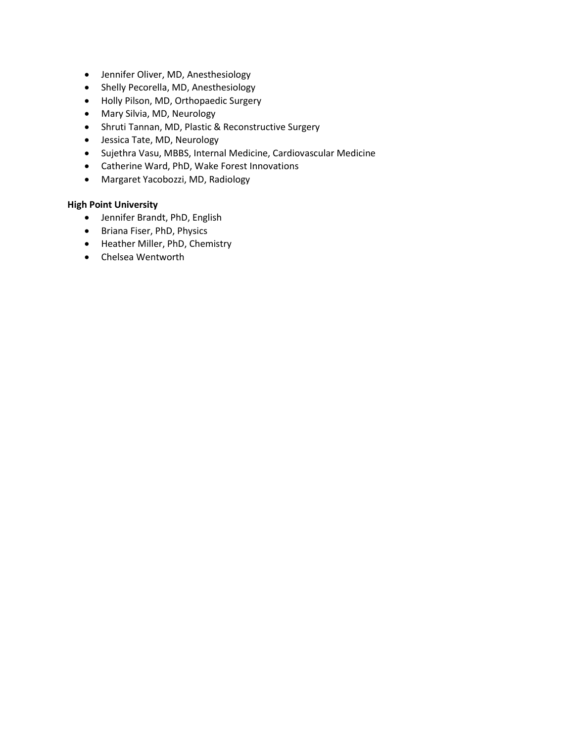- Jennifer Oliver, MD, Anesthesiology
- Shelly Pecorella, MD, Anesthesiology
- Holly Pilson, MD, Orthopaedic Surgery
- Mary Silvia, MD, Neurology
- Shruti Tannan, MD, Plastic & Reconstructive Surgery
- Jessica Tate, MD, Neurology
- Sujethra Vasu, MBBS, Internal Medicine, Cardiovascular Medicine
- Catherine Ward, PhD, Wake Forest Innovations
- Margaret Yacobozzi, MD, Radiology

**High Point University**

- Jennifer Brandt, PhD, English
- Briana Fiser, PhD, Physics
- Heather Miller, PhD, Chemistry
- Chelsea Wentworth